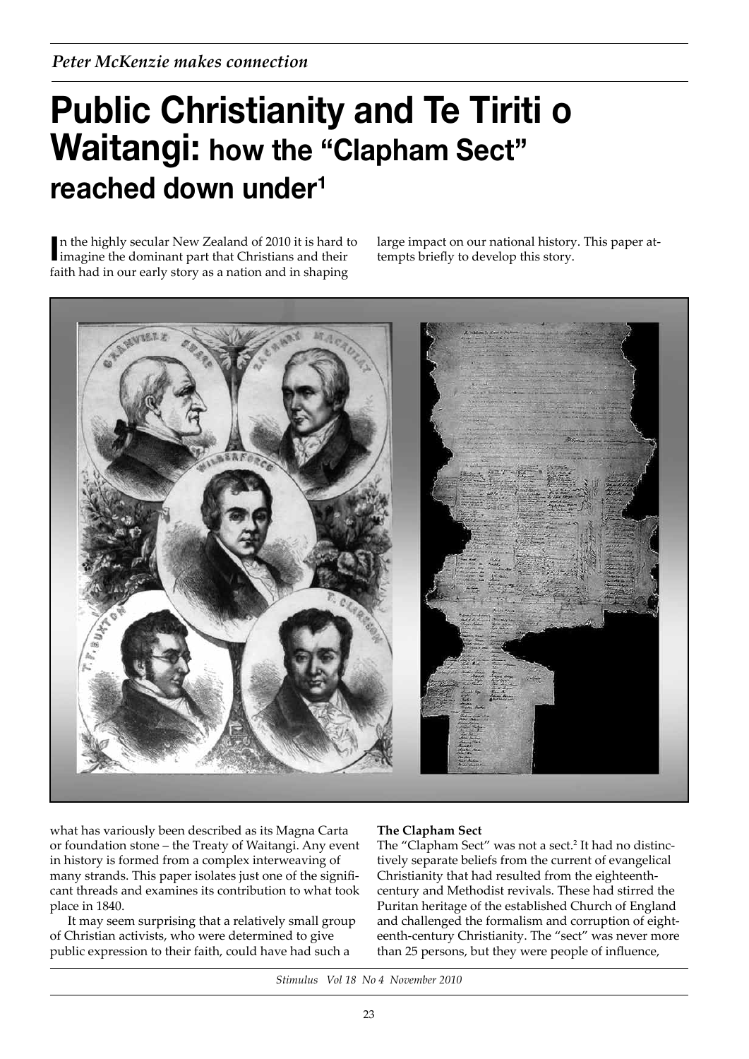*Peter McKenzie makes connection*

# Public Christianity and Te Tiriti o Waitangi: how the "Clapham Sect" reached down under[1]

In the highly secular New Zealand of 2010 it is hard to imagine the dominant part that Christians and their faith had in our early story as a nation and in shaping what has variously been described as its Magna Carta or foundation stone – the Treaty of Waitangi. Any event in history is formed from a complex interweaving of many strands. This paper isolates just one of the significant threads and examines its contribution to what took place in 1840.

It may seem surprising that a relatively small group of Christian activists, who were determined to give public expression to their faith, could have had such a large impact on our national history. This paper attempts briefly to develop this story.

### The Clapham Sect

The "Clapham Sect" was not a sect.[2] It had no distinctively separate beliefs from the current of evangelical Christianity that had resulted from the eighteenth-century and Methodist revivals. These had stirred the Puritan heritage of the established Church of England and challenged the formalism and corruption of eighteenth-century Christianity. The "sect" was never more than 25 persons, but they were people of influence,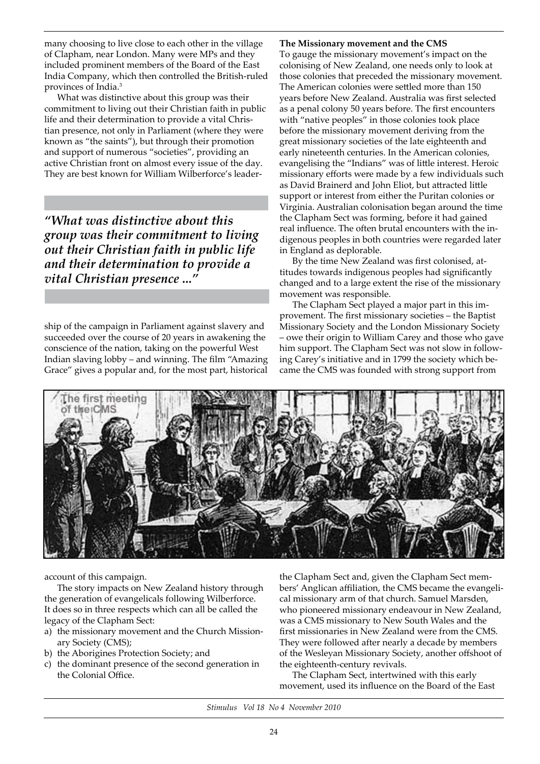many choosing to live close to each other in the village of Clapham, near London. Many were MPs and they included prominent members of the Board of the East India Company, which then controlled the British-ruled provinces of India.[3]

What was distinctive about this group was their commitment to living out their Christian faith in public life and their determination to provide a vital Christian presence, not only in Parliament (where they were known as "the saints"), but through their promotion and support of numerous "societies", providing an active Christian front on almost every issue of the day. They are best known for William Wilberforce's leadership of the campaign in Parliament against slavery and succeeded over the course of 20 years in awakening the conscience of the nation, taking on the powerful West Indian slaving lobby – and winning. The film "Amazing Grace" gives a popular and, for the most part, historical account of this campaign.

> ***"What was distinctive about this group was their commitment to living out their Christian faith in public life and their determination to provide a vital Christian presence ..."***

The story impacts on New Zealand history through the generation of evangelicals following Wilberforce. It does so in three respects which can all be called the legacy of the Clapham Sect:

a) the missionary movement and the Church Missionary Society (CMS);
b) the Aborigines Protection Society; and
c) the dominant presence of the second generation in the Colonial Office.

**The Missionary movement and the CMS**

To gauge the missionary movement's impact on the colonising of New Zealand, one needs only to look at those colonies that preceded the missionary movement. The American colonies were settled more than 150 years before New Zealand. Australia was first selected as a penal colony 50 years before. The first encounters with "native peoples" in those colonies took place before the missionary movement deriving from the great missionary societies of the late eighteenth and early nineteenth centuries. In the American colonies, evangelising the "Indians" was of little interest. Heroic missionary efforts were made by a few individuals such as David Brainerd and John Eliot, but attracted little support or interest from either the Puritan colonies or Virginia. Australian colonisation began around the time the Clapham Sect was forming, before it had gained real influence. The often brutal encounters with the indigenous peoples in both countries were regarded later in England as deplorable.

By the time New Zealand was first colonised, attitudes towards indigenous peoples had significantly changed and to a large extent the rise of the missionary movement was responsible.

The Clapham Sect played a major part in this improvement. The first missionary societies – the Baptist Missionary Society and the London Missionary Society – owe their origin to William Carey and those who gave him support. The Clapham Sect was not slow in following Carey's initiative and in 1799 the society which became the CMS was founded with strong support from the Clapham Sect and, given the Clapham Sect members' Anglican affiliation, the CMS became the evangelical missionary arm of that church. Samuel Marsden, who pioneered missionary endeavour in New Zealand, was a CMS missionary to New South Wales and the first missionaries in New Zealand were from the CMS. They were followed after nearly a decade by members of the Wesleyan Missionary Society, another offshoot of the eighteenth-century revivals.

The Clapham Sect, intertwined with this early movement, used its influence on the Board of the East

The first meeting of the CMS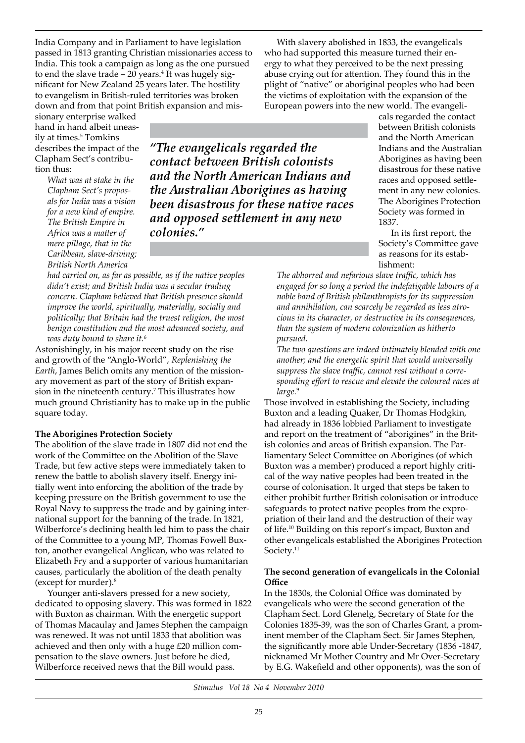India Company and in Parliament to have legislation passed in 1813 granting Christian missionaries access to India. This took a campaign as long as the one pursued to end the slave trade – 20 years.[4] It was hugely significant for New Zealand 25 years later. The hostility to evangelism in British-ruled territories was broken down and from that point British expansion and missionary enterprise walked hand in hand albeit uneasily at times.[5] Tomkins describes the impact of the Clapham Sect's contribution thus:

> *What was at stake in the Clapham Sect's proposals for India was a vision for a new kind of empire. The British Empire in Africa was a matter of mere pillage, that in the Caribbean, slave-driving; British North America had carried on, as far as possible, as if the native peoples didn't exist; and British India was a secular trading concern. Clapham believed that British presence should improve the world, spiritually, materially, socially and politically; that Britain had the truest religion, the most benign constitution and the most advanced society, and was duty bound to share it.*[6]

Astonishingly, in his major recent study on the rise and growth of the "Anglo-World", *Replenishing the Earth*, James Belich omits any mention of the missionary movement as part of the story of British expansion in the nineteenth century.[7] This illustrates how much ground Christianity has to make up in the public square today.

**The Aborigines Protection Society**

The abolition of the slave trade in 1807 did not end the work of the Committee on the Abolition of the Slave Trade, but few active steps were immediately taken to renew the battle to abolish slavery itself. Energy initially went into enforcing the abolition of the trade by keeping pressure on the British government to use the Royal Navy to suppress the trade and by gaining international support for the banning of the trade. In 1821, Wilberforce's declining health led him to pass the chair of the Committee to a young MP, Thomas Fowell Buxton, another evangelical Anglican, who was related to Elizabeth Fry and a supporter of various humanitarian causes, particularly the abolition of the death penalty (except for murder).[8]

Younger anti-slavers pressed for a new society, dedicated to opposing slavery. This was formed in 1822 with Buxton as chairman. With the energetic support of Thomas Macaulay and James Stephen the campaign was renewed. It was not until 1833 that abolition was achieved and then only with a huge £20 million compensation to the slave owners. Just before he died, Wilberforce received news that the Bill would pass.

With slavery abolished in 1833, the evangelicals who had supported this measure turned their energy to what they perceived to be the next pressing abuse crying out for attention. They found this in the plight of "native" or aboriginal peoples who had been the victims of exploitation with the expansion of the European powers into the new world. The evangelicals regarded the contact between British colonists and the North American Indians and the Australian Aborigines as having been disastrous for these native races and opposed settlement in any new colonies. The Aborigines Protection Society was formed in 1837.

***"The evangelicals regarded the contact between British colonists and the North American Indians and the Australian Aborigines as having been disastrous for these native races and opposed settlement in any new colonies."***

In its first report, the Society's Committee gave as reasons for its establishment:

> *The abhorred and nefarious slave traffic, which has engaged for so long a period the indefatigable labours of a noble band of British philanthropists for its suppression and annihilation, can scarcely be regarded as less atrocious in its character, or destructive in its consequences, than the system of modern colonization as hitherto pursued.*
>
> *The two questions are indeed intimately blended with one another; and the energetic spirit that would universally suppress the slave traffic, cannot rest without a corresponding effort to rescue and elevate the coloured races at large.*[9]

Those involved in establishing the Society, including Buxton and a leading Quaker, Dr Thomas Hodgkin, had already in 1836 lobbied Parliament to investigate and report on the treatment of "aborigines" in the British colonies and areas of British expansion. The Parliamentary Select Committee on Aborigines (of which Buxton was a member) produced a report highly critical of the way native peoples had been treated in the course of colonisation. It urged that steps be taken to either prohibit further British colonisation or introduce safeguards to protect native peoples from the expropriation of their land and the destruction of their way of life.[10] Building on this report's impact, Buxton and other evangelicals established the Aborigines Protection Society.[11]

**The second generation of evangelicals in the Colonial Office**

In the 1830s, the Colonial Office was dominated by evangelicals who were the second generation of the Clapham Sect. Lord Glenelg, Secretary of State for the Colonies 1835-39, was the son of Charles Grant, a prominent member of the Clapham Sect. Sir James Stephen, the significantly more able Under-Secretary (1836 -1847, nicknamed Mr Mother Country and Mr Over-Secretary by E.G. Wakefield and other opponents), was the son of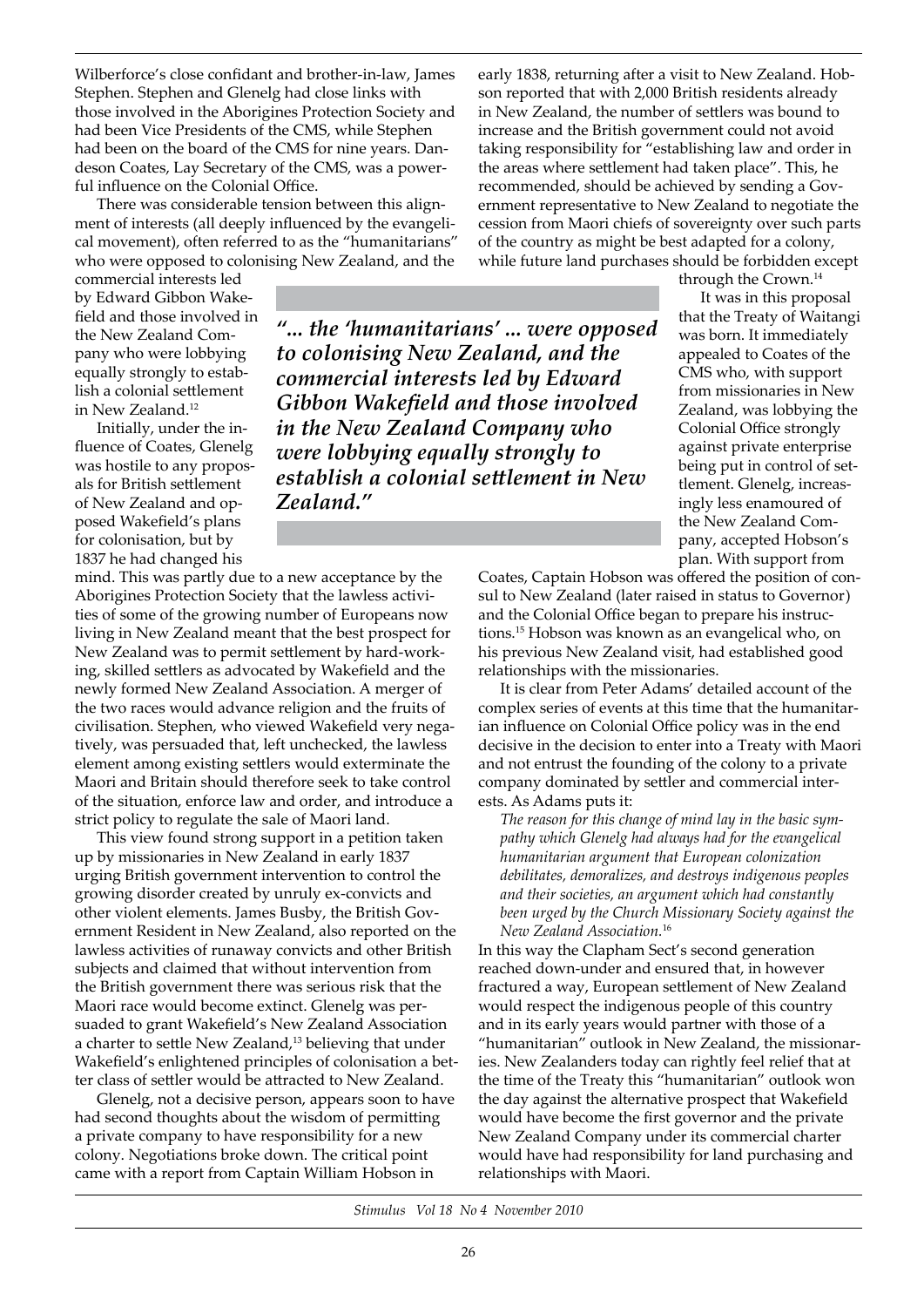Wilberforce's close confidant and brother-in-law, James Stephen. Stephen and Glenelg had close links with those involved in the Aborigines Protection Society and had been Vice Presidents of the CMS, while Stephen had been on the board of the CMS for nine years. Dandeson Coates, Lay Secretary of the CMS, was a powerful influence on the Colonial Office.

There was considerable tension between this alignment of interests (all deeply influenced by the evangelical movement), often referred to as the "humanitarians" who were opposed to colonising New Zealand, and the commercial interests led by Edward Gibbon Wakefield and those involved in the New Zealand Company who were lobbying equally strongly to establish a colonial settlement in New Zealand.[12]

> *"... the 'humanitarians' ... were opposed to colonising New Zealand, and the commercial interests led by Edward Gibbon Wakefield and those involved in the New Zealand Company who were lobbying equally strongly to establish a colonial settlement in New Zealand."*

Initially, under the influence of Coates, Glenelg was hostile to any proposals for British settlement of New Zealand and opposed Wakefield's plans for colonisation, but by 1837 he had changed his mind. This was partly due to a new acceptance by the Aborigines Protection Society that the lawless activities of some of the growing number of Europeans now living in New Zealand meant that the best prospect for New Zealand was to permit settlement by hard-working, skilled settlers as advocated by Wakefield and the newly formed New Zealand Association. A merger of the two races would advance religion and the fruits of civilisation. Stephen, who viewed Wakefield very negatively, was persuaded that, left unchecked, the lawless element among existing settlers would exterminate the Maori and Britain should therefore seek to take control of the situation, enforce law and order, and introduce a strict policy to regulate the sale of Maori land.

This view found strong support in a petition taken up by missionaries in New Zealand in early 1837 urging British government intervention to control the growing disorder created by unruly ex-convicts and other violent elements. James Busby, the British Government Resident in New Zealand, also reported on the lawless activities of runaway convicts and other British subjects and claimed that without intervention from the British government there was serious risk that the Maori race would become extinct. Glenelg was persuaded to grant Wakefield's New Zealand Association a charter to settle New Zealand,[13] believing that under Wakefield's enlightened principles of colonisation a better class of settler would be attracted to New Zealand.

Glenelg, not a decisive person, appears soon to have had second thoughts about the wisdom of permitting a private company to have responsibility for a new colony. Negotiations broke down. The critical point came with a report from Captain William Hobson in early 1838, returning after a visit to New Zealand. Hobson reported that with 2,000 British residents already in New Zealand, the number of settlers was bound to increase and the British government could not avoid taking responsibility for "establishing law and order in the areas where settlement had taken place". This, he recommended, should be achieved by sending a Government representative to New Zealand to negotiate the cession from Maori chiefs of sovereignty over such parts of the country as might be best adapted for a colony, while future land purchases should be forbidden except through the Crown.[14]

It was in this proposal that the Treaty of Waitangi was born. It immediately appealed to Coates of the CMS who, with support from missionaries in New Zealand, was lobbying the Colonial Office strongly against private enterprise being put in control of settlement. Glenelg, increasingly less enamoured of the New Zealand Company, accepted Hobson's plan. With support from Coates, Captain Hobson was offered the position of consul to New Zealand (later raised in status to Governor) and the Colonial Office began to prepare his instructions.[15] Hobson was known as an evangelical who, on his previous New Zealand visit, had established good relationships with the missionaries.

It is clear from Peter Adams' detailed account of the complex series of events at this time that the humanitarian influence on Colonial Office policy was in the end decisive in the decision to enter into a Treaty with Maori and not entrust the founding of the colony to a private company dominated by settler and commercial interests. As Adams puts it:

> *The reason for this change of mind lay in the basic sympathy which Glenelg had always had for the evangelical humanitarian argument that European colonization debilitates, demoralizes, and destroys indigenous peoples and their societies, an argument which had constantly been urged by the Church Missionary Society against the New Zealand Association.*[16]

In this way the Clapham Sect's second generation reached down-under and ensured that, in however fractured a way, European settlement of New Zealand would respect the indigenous people of this country and in its early years would partner with those of a "humanitarian" outlook in New Zealand, the missionaries. New Zealanders today can rightly feel relief that at the time of the Treaty this "humanitarian" outlook won the day against the alternative prospect that Wakefield would have become the first governor and the private New Zealand Company under its commercial charter would have had responsibility for land purchasing and relationships with Maori.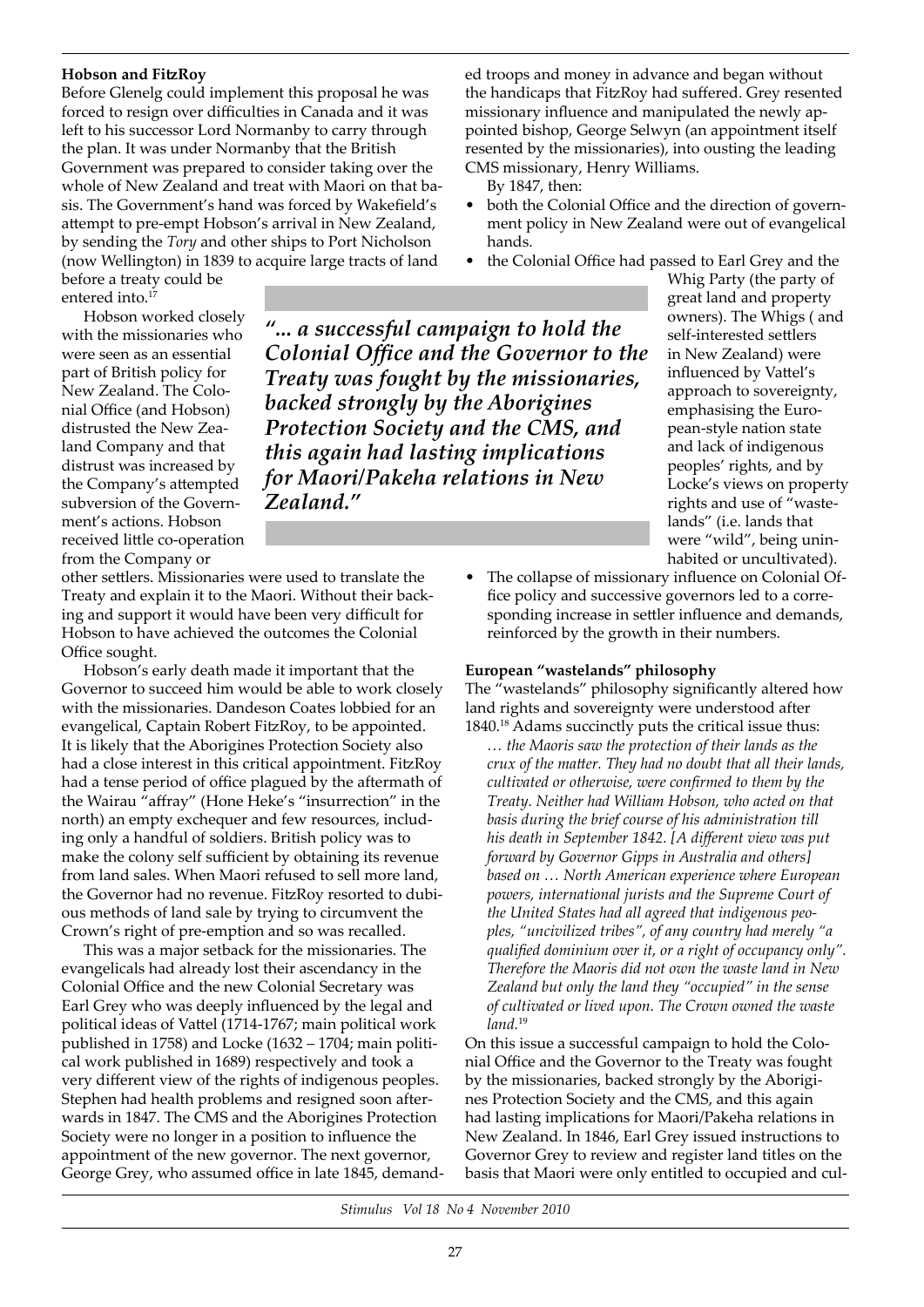### Hobson and FitzRoy

Before Glenelg could implement this proposal he was forced to resign over difficulties in Canada and it was left to his successor Lord Normanby to carry through the plan. It was under Normanby that the British Government was prepared to consider taking over the whole of New Zealand and treat with Maori on that basis. The Government's hand was forced by Wakefield's attempt to pre-empt Hobson's arrival in New Zealand, by sending the *Tory* and other ships to Port Nicholson (now Wellington) in 1839 to acquire large tracts of land before a treaty could be entered into.[17]

Hobson worked closely with the missionaries who were seen as an essential part of British policy for New Zealand. The Colonial Office (and Hobson) distrusted the New Zealand Company and that distrust was increased by the Company's attempted subversion of the Government's actions. Hobson received little co-operation from the Company or other settlers. Missionaries were used to translate the Treaty and explain it to the Maori. Without their backing and support it would have been very difficult for Hobson to have achieved the outcomes the Colonial Office sought.

Hobson's early death made it important that the Governor to succeed him would be able to work closely with the missionaries. Dandeson Coates lobbied for an evangelical, Captain Robert FitzRoy, to be appointed. It is likely that the Aborigines Protection Society also had a close interest in this critical appointment. FitzRoy had a tense period of office plagued by the aftermath of the Wairau "affray" (Hone Heke's "insurrection" in the north) an empty exchequer and few resources, including only a handful of soldiers. British policy was to make the colony self sufficient by obtaining its revenue from land sales. When Maori refused to sell more land, the Governor had no revenue. FitzRoy resorted to dubious methods of land sale by trying to circumvent the Crown's right of pre-emption and so was recalled.

This was a major setback for the missionaries. The evangelicals had already lost their ascendancy in the Colonial Office and the new Colonial Secretary was Earl Grey who was deeply influenced by the legal and political ideas of Vattel (1714-1767; main political work published in 1758) and Locke (1632 – 1704; main political work published in 1689) respectively and took a very different view of the rights of indigenous peoples. Stephen had health problems and resigned soon afterwards in 1847. The CMS and the Aborigines Protection Society were no longer in a position to influence the appointment of the new governor. The next governor, George Grey, who assumed office in late 1845, demanded troops and money in advance and began without the handicaps that FitzRoy had suffered. Grey resented missionary influence and manipulated the newly appointed bishop, George Selwyn (an appointment itself resented by the missionaries), into ousting the leading CMS missionary, Henry Williams.

By 1847, then:

- both the Colonial Office and the direction of government policy in New Zealand were out of evangelical hands.
- the Colonial Office had passed to Earl Grey and the Whig Party (the party of great land and property owners). The Whigs ( and self-interested settlers in New Zealand) were influenced by Vattel's approach to sovereignty, emphasising the European-style nation state and lack of indigenous peoples' rights, and by Locke's views on property rights and use of "wastelands" (i.e. lands that were "wild", being uninhabited or uncultivated).
- The collapse of missionary influence on Colonial Office policy and successive governors led to a corresponding increase in settler influence and demands, reinforced by the growth in their numbers.

> ***"... a successful campaign to hold the Colonial Office and the Governor to the Treaty was fought by the missionaries, backed strongly by the Aborigines Protection Society and the CMS, and this again had lasting implications for Maori/Pakeha relations in New Zealand."***

### European "wastelands" philosophy

The "wastelands" philosophy significantly altered how land rights and sovereignty were understood after 1840.[18] Adams succinctly puts the critical issue thus:

> *… the Maoris saw the protection of their lands as the crux of the matter. They had no doubt that all their lands, cultivated or otherwise, were confirmed to them by the Treaty. Neither had William Hobson, who acted on that basis during the brief course of his administration till his death in September 1842. [A different view was put forward by Governor Gipps in Australia and others] based on … North American experience where European powers, international jurists and the Supreme Court of the United States had all agreed that indigenous peoples, "uncivilized tribes", of any country had merely "a qualified dominium over it, or a right of occupancy only". Therefore the Maoris did not own the waste land in New Zealand but only the land they "occupied" in the sense of cultivated or lived upon. The Crown owned the waste land.*[19]

On this issue a successful campaign to hold the Colonial Office and the Governor to the Treaty was fought by the missionaries, backed strongly by the Aborigines Protection Society and the CMS, and this again had lasting implications for Maori/Pakeha relations in New Zealand. In 1846, Earl Grey issued instructions to Governor Grey to review and register land titles on the basis that Maori were only entitled to occupied and cul-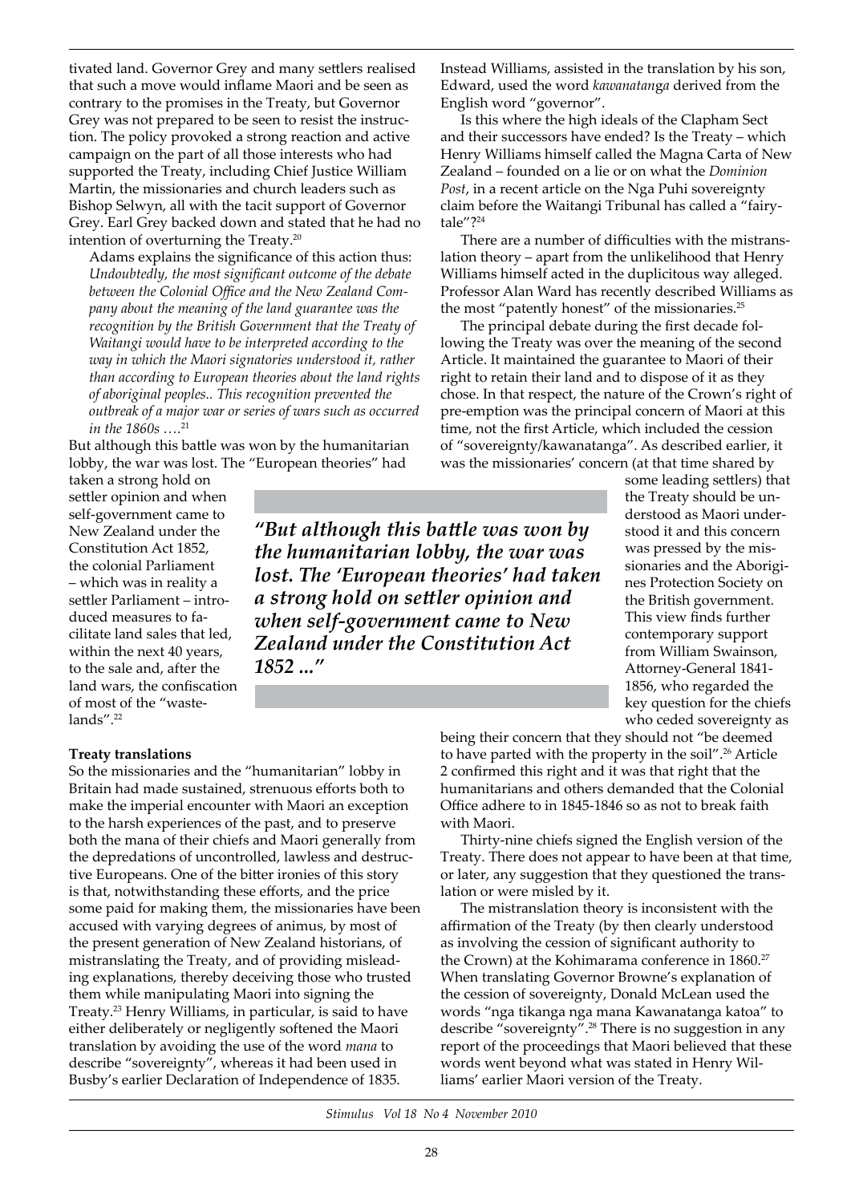tivated land. Governor Grey and many settlers realised that such a move would inflame Maori and be seen as contrary to the promises in the Treaty, but Governor Grey was not prepared to be seen to resist the instruction. The policy provoked a strong reaction and active campaign on the part of all those interests who had supported the Treaty, including Chief Justice William Martin, the missionaries and church leaders such as Bishop Selwyn, all with the tacit support of Governor Grey. Earl Grey backed down and stated that he had no intention of overturning the Treaty.[20]

Adams explains the significance of this action thus: *Undoubtedly, the most significant outcome of the debate between the Colonial Office and the New Zealand Company about the meaning of the land guarantee was the recognition by the British Government that the Treaty of Waitangi would have to be interpreted according to the way in which the Maori signatories understood it, rather than according to European theories about the land rights of aboriginal peoples.. This recognition prevented the outbreak of a major war or series of wars such as occurred in the 1860s ….*[21]

But although this battle was won by the humanitarian lobby, the war was lost. The "European theories" had taken a strong hold on settler opinion and when self-government came to New Zealand under the Constitution Act 1852, the colonial Parliament – which was in reality a settler Parliament – introduced measures to facilitate land sales that led, within the next 40 years, to the sale and, after the land wars, the confiscation of most of the "waste-lands".[22]

> ***"But although this battle was won by the humanitarian lobby, the war was lost. The 'European theories' had taken a strong hold on settler opinion and when self-government came to New Zealand under the Constitution Act 1852 ..."***

**Treaty translations**

So the missionaries and the "humanitarian" lobby in Britain had made sustained, strenuous efforts both to make the imperial encounter with Maori an exception to the harsh experiences of the past, and to preserve both the mana of their chiefs and Maori generally from the depredations of uncontrolled, lawless and destructive Europeans. One of the bitter ironies of this story is that, notwithstanding these efforts, and the price some paid for making them, the missionaries have been accused with varying degrees of animus, by most of the present generation of New Zealand historians, of mistranslating the Treaty, and of providing misleading explanations, thereby deceiving those who trusted them while manipulating Maori into signing the Treaty.[23] Henry Williams, in particular, is said to have either deliberately or negligently softened the Maori translation by avoiding the use of the word *mana* to describe "sovereignty", whereas it had been used in Busby's earlier Declaration of Independence of 1835. Instead Williams, assisted in the translation by his son, Edward, used the word *kawanatanga* derived from the English word "governor".

Is this where the high ideals of the Clapham Sect and their successors have ended? Is the Treaty – which Henry Williams himself called the Magna Carta of New Zealand – founded on a lie or on what the *Dominion Post*, in a recent article on the Nga Puhi sovereignty claim before the Waitangi Tribunal has called a "fairy-tale"?[24]

There are a number of difficulties with the mistranslation theory – apart from the unlikelihood that Henry Williams himself acted in the duplicitous way alleged. Professor Alan Ward has recently described Williams as the most "patently honest" of the missionaries.[25]

The principal debate during the first decade following the Treaty was over the meaning of the second Article. It maintained the guarantee to Maori of their right to retain their land and to dispose of it as they chose. In that respect, the nature of the Crown's right of pre-emption was the principal concern of Maori at this time, not the first Article, which included the cession of "sovereignty/kawanatanga". As described earlier, it was the missionaries' concern (at that time shared by some leading settlers) that the Treaty should be understood as Maori understood it and this concern was pressed by the missionaries and the Aborigines Protection Society on the British government. This view finds further contemporary support from William Swainson, Attorney-General 1841-1856, who regarded the key question for the chiefs who ceded sovereignty as being their concern that they should not "be deemed to have parted with the property in the soil".[26] Article 2 confirmed this right and it was that right that the humanitarians and others demanded that the Colonial Office adhere to in 1845-1846 so as not to break faith with Maori.

Thirty-nine chiefs signed the English version of the Treaty. There does not appear to have been at that time, or later, any suggestion that they questioned the translation or were misled by it.

The mistranslation theory is inconsistent with the affirmation of the Treaty (by then clearly understood as involving the cession of significant authority to the Crown) at the Kohimarama conference in 1860.[27] When translating Governor Browne's explanation of the cession of sovereignty, Donald McLean used the words "nga tikanga nga mana Kawanatanga katoa" to describe "sovereignty".[28] There is no suggestion in any report of the proceedings that Maori believed that these words went beyond what was stated in Henry Williams' earlier Maori version of the Treaty.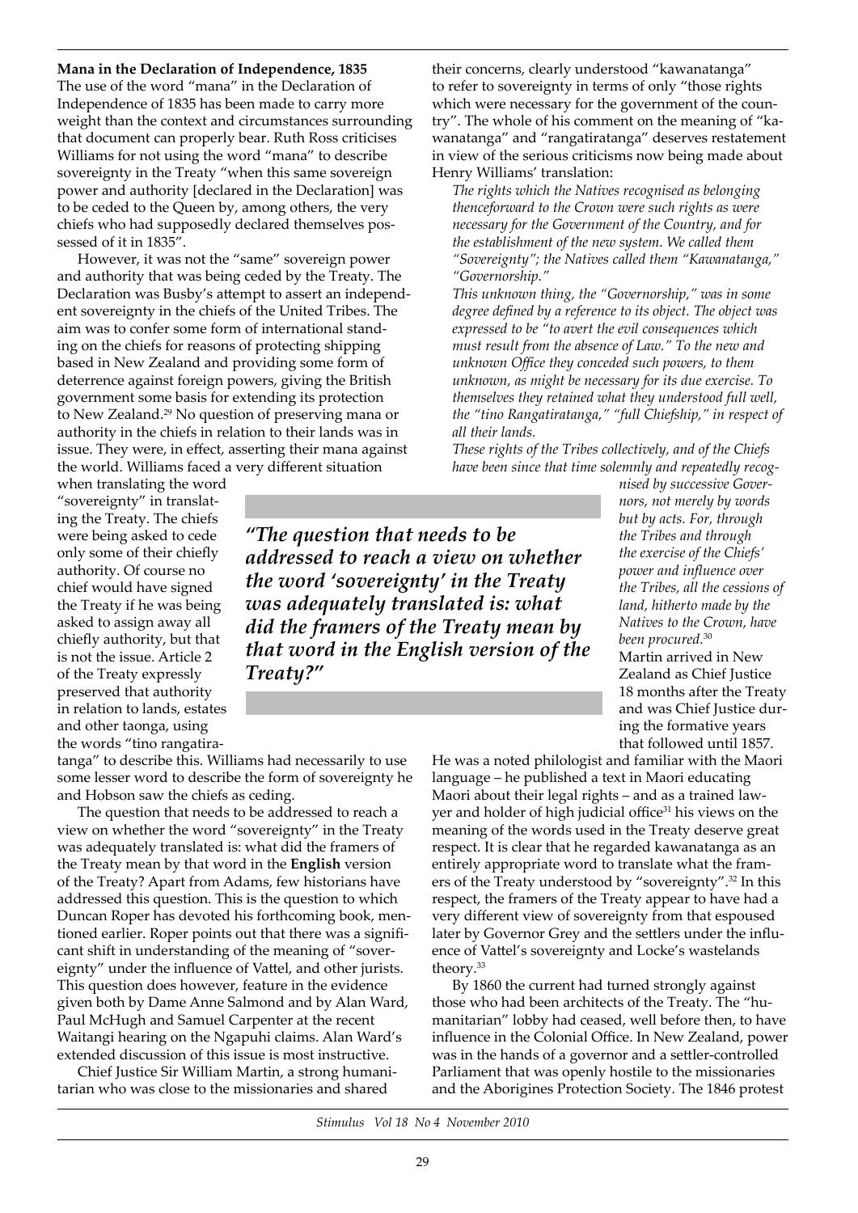**Mana in the Declaration of Independence, 1835**

The use of the word "mana" in the Declaration of Independence of 1835 has been made to carry more weight than the context and circumstances surrounding that document can properly bear. Ruth Ross criticises Williams for not using the word "mana" to describe sovereignty in the Treaty "when this same sovereign power and authority [declared in the Declaration] was to be ceded to the Queen by, among others, the very chiefs who had supposedly declared themselves possessed of it in 1835".

However, it was not the "same" sovereign power and authority that was being ceded by the Treaty. The Declaration was Busby's attempt to assert an independent sovereignty in the chiefs of the United Tribes. The aim was to confer some form of international standing on the chiefs for reasons of protecting shipping based in New Zealand and providing some form of deterrence against foreign powers, giving the British government some basis for extending its protection to New Zealand.[29] No question of preserving mana or authority in the chiefs in relation to their lands was in issue. They were, in effect, asserting their mana against the world. Williams faced a very different situation when translating the word "sovereignty" in translating the Treaty. The chiefs were being asked to cede only some of their chiefly authority. Of course no chief would have signed the Treaty if he was being asked to assign away all chiefly authority, but that is not the issue. Article 2 of the Treaty expressly preserved that authority in relation to lands, estates and other taonga, using the words "tino rangatiratanga" to describe this. Williams had necessarily to use some lesser word to describe the form of sovereignty he and Hobson saw the chiefs as ceding.

> *"The question that needs to be addressed to reach a view on whether the word 'sovereignty' in the Treaty was adequately translated is: what did the framers of the Treaty mean by that word in the English version of the Treaty?"*

The question that needs to be addressed to reach a view on whether the word "sovereignty" in the Treaty was adequately translated is: what did the framers of the Treaty mean by that word in the **English** version of the Treaty? Apart from Adams, few historians have addressed this question. This is the question to which Duncan Roper has devoted his forthcoming book, mentioned earlier. Roper points out that there was a significant shift in understanding of the meaning of "sovereignty" under the influence of Vattel, and other jurists. This question does however, feature in the evidence given both by Dame Anne Salmond and by Alan Ward, Paul McHugh and Samuel Carpenter at the recent Waitangi hearing on the Ngapuhi claims. Alan Ward's extended discussion of this issue is most instructive.

Chief Justice Sir William Martin, a strong humanitarian who was close to the missionaries and shared their concerns, clearly understood "kawanatanga" to refer to sovereignty in terms of only "those rights which were necessary for the government of the country". The whole of his comment on the meaning of "kawanatanga" and "rangatiratanga" deserves restatement in view of the serious criticisms now being made about Henry Williams' translation:

> *The rights which the Natives recognised as belonging thenceforward to the Crown were such rights as were necessary for the Government of the Country, and for the establishment of the new system. We called them "Sovereignty"; the Natives called them "Kawanatanga," "Governorship."*
>
> *This unknown thing, the "Governorship," was in some degree defined by a reference to its object. The object was expressed to be "to avert the evil consequences which must result from the absence of Law." To the new and unknown Office they conceded such powers, to them unknown, as might be necessary for its due exercise. To themselves they retained what they understood full well, the "tino Rangatiratanga," "full Chiefship," in respect of all their lands.*
>
> *These rights of the Tribes collectively, and of the Chiefs have been since that time solemnly and repeatedly recognised by successive Governors, not merely by words but by acts. For, through the Tribes and through the exercise of the Chiefs' power and influence over the Tribes, all the cessions of land, hitherto made by the Natives to the Crown, have been procured.*[30]

Martin arrived in New Zealand as Chief Justice 18 months after the Treaty and was Chief Justice during the formative years that followed until 1857. He was a noted philologist and familiar with the Maori language – he published a text in Maori educating Maori about their legal rights – and as a trained lawyer and holder of high judicial office[31] his views on the meaning of the words used in the Treaty deserve great respect. It is clear that he regarded kawanatanga as an entirely appropriate word to translate what the framers of the Treaty understood by "sovereignty".[32] In this respect, the framers of the Treaty appear to have had a very different view of sovereignty from that espoused later by Governor Grey and the settlers under the influence of Vattel's sovereignty and Locke's wastelands theory.[33]

By 1860 the current had turned strongly against those who had been architects of the Treaty. The "humanitarian" lobby had ceased, well before then, to have influence in the Colonial Office. In New Zealand, power was in the hands of a governor and a settler-controlled Parliament that was openly hostile to the missionaries and the Aborigines Protection Society. The 1846 protest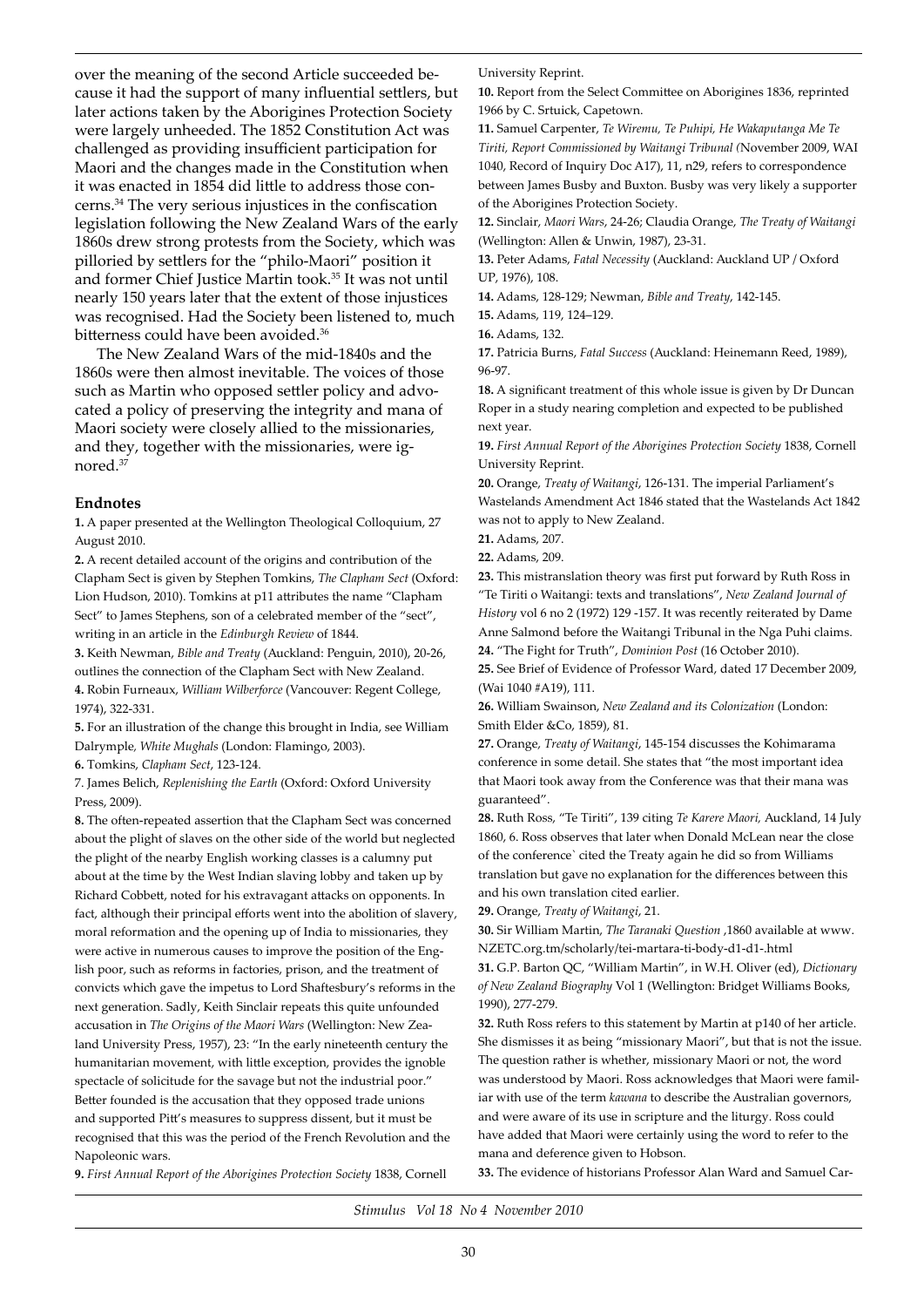over the meaning of the second Article succeeded because it had the support of many influential settlers, but later actions taken by the Aborigines Protection Society were largely unheeded. The 1852 Constitution Act was challenged as providing insufficient participation for Maori and the changes made in the Constitution when it was enacted in 1854 did little to address those concerns.[34] The very serious injustices in the confiscation legislation following the New Zealand Wars of the early 1860s drew strong protests from the Society, which was pilloried by settlers for the "philo-Maori" position it and former Chief Justice Martin took.[35] It was not until nearly 150 years later that the extent of those injustices was recognised. Had the Society been listened to, much bitterness could have been avoided.[36]

The New Zealand Wars of the mid-1840s and the 1860s were then almost inevitable. The voices of those such as Martin who opposed settler policy and advocated a policy of preserving the integrity and mana of Maori society were closely allied to the missionaries, and they, together with the missionaries, were ignored.[37]

### Endnotes

**1.** A paper presented at the Wellington Theological Colloquium, 27 August 2010.

**2.** A recent detailed account of the origins and contribution of the Clapham Sect is given by Stephen Tomkins, *The Clapham Sect* (Oxford: Lion Hudson, 2010). Tomkins at p11 attributes the name "Clapham Sect" to James Stephens, son of a celebrated member of the "sect", writing in an article in the *Edinburgh Review* of 1844.

**3.** Keith Newman, *Bible and Treaty* (Auckland: Penguin, 2010), 20-26, outlines the connection of the Clapham Sect with New Zealand.

**4.** Robin Furneaux, *William Wilberforce* (Vancouver: Regent College, 1974), 322-331.

**5.** For an illustration of the change this brought in India, see William Dalrymple*, White Mughals* (London: Flamingo, 2003).

**6.** Tomkins, *Clapham Sect*, 123-124.

7. James Belich, *Replenishing the Earth* (Oxford: Oxford University Press, 2009).

**8.** The often-repeated assertion that the Clapham Sect was concerned about the plight of slaves on the other side of the world but neglected the plight of the nearby English working classes is a calumny put about at the time by the West Indian slaving lobby and taken up by Richard Cobbett, noted for his extravagant attacks on opponents. In fact, although their principal efforts went into the abolition of slavery, moral reformation and the opening up of India to missionaries, they were active in numerous causes to improve the position of the English poor, such as reforms in factories, prison, and the treatment of convicts which gave the impetus to Lord Shaftesbury's reforms in the next generation. Sadly, Keith Sinclair repeats this quite unfounded accusation in *The Origins of the Maori Wars* (Wellington: New Zealand University Press, 1957), 23: "In the early nineteenth century the humanitarian movement, with little exception, provides the ignoble spectacle of solicitude for the savage but not the industrial poor." Better founded is the accusation that they opposed trade unions and supported Pitt's measures to suppress dissent, but it must be recognised that this was the period of the French Revolution and the Napoleonic wars.

**9.** *First Annual Report of the Aborigines Protection Society* 1838, Cornell University Reprint.

**10.** Report from the Select Committee on Aborigines 1836, reprinted 1966 by C. Srtuick, Capetown.

**11.** Samuel Carpenter, *Te Wiremu, Te Puhipi, He Wakaputanga Me Te Tiriti, Report Commissioned by Waitangi Tribunal (*November 2009, WAI 1040, Record of Inquiry Doc A17), 11, n29, refers to correspondence between James Busby and Buxton. Busby was very likely a supporter of the Aborigines Protection Society.

**12.** Sinclair, *Maori Wars*, 24-26; Claudia Orange, *The Treaty of Waitangi* (Wellington: Allen & Unwin, 1987), 23-31.

**13.** Peter Adams, *Fatal Necessity* (Auckland: Auckland UP / Oxford UP, 1976), 108.

**14.** Adams, 128-129; Newman, *Bible and Treaty*, 142-145.

**15.** Adams, 119, 124–129.

**16.** Adams, 132.

**17.** Patricia Burns, *Fatal Success* (Auckland: Heinemann Reed, 1989), 96-97.

**18.** A significant treatment of this whole issue is given by Dr Duncan Roper in a study nearing completion and expected to be published next year.

**19.** *First Annual Report of the Aborigines Protection Society* 1838, Cornell University Reprint.

**20.** Orange, *Treaty of Waitangi*, 126-131. The imperial Parliament's Wastelands Amendment Act 1846 stated that the Wastelands Act 1842 was not to apply to New Zealand.

**21.** Adams, 207.

**22.** Adams, 209.

**23.** This mistranslation theory was first put forward by Ruth Ross in "Te Tiriti o Waitangi: texts and translations", *New Zealand Journal of History* vol 6 no 2 (1972) 129 -157. It was recently reiterated by Dame Anne Salmond before the Waitangi Tribunal in the Nga Puhi claims.

**24.** "The Fight for Truth", *Dominion Post* (16 October 2010).

**25.** See Brief of Evidence of Professor Ward, dated 17 December 2009, (Wai 1040 #A19), 111.

**26.** William Swainson, *New Zealand and its Colonization* (London: Smith Elder &Co, 1859), 81.

**27.** Orange, *Treaty of Waitangi*, 145-154 discusses the Kohimarama conference in some detail. She states that "the most important idea that Maori took away from the Conference was that their mana was guaranteed".

**28.** Ruth Ross, "Te Tiriti", 139 citing *Te Karere Maori,* Auckland, 14 July 1860, 6. Ross observes that later when Donald McLean near the close of the conference` cited the Treaty again he did so from Williams translation but gave no explanation for the differences between this and his own translation cited earlier.

**29.** Orange, *Treaty of Waitangi*, 21.

**30.** Sir William Martin, *The Taranaki Question* ,1860 available at www.NZETC.org.tm/scholarly/tei-martara-ti-body-d1-d1-.html

**31.** G.P. Barton QC, "William Martin", in W.H. Oliver (ed), *Dictionary of New Zealand Biography* Vol 1 (Wellington: Bridget Williams Books, 1990), 277-279.

**32.** Ruth Ross refers to this statement by Martin at p140 of her article. She dismisses it as being "missionary Maori", but that is not the issue. The question rather is whether, missionary Maori or not, the word was understood by Maori. Ross acknowledges that Maori were familiar with use of the term *kawana* to describe the Australian governors, and were aware of its use in scripture and the liturgy. Ross could have added that Maori were certainly using the word to refer to the mana and deference given to Hobson.

**33.** The evidence of historians Professor Alan Ward and Samuel Car-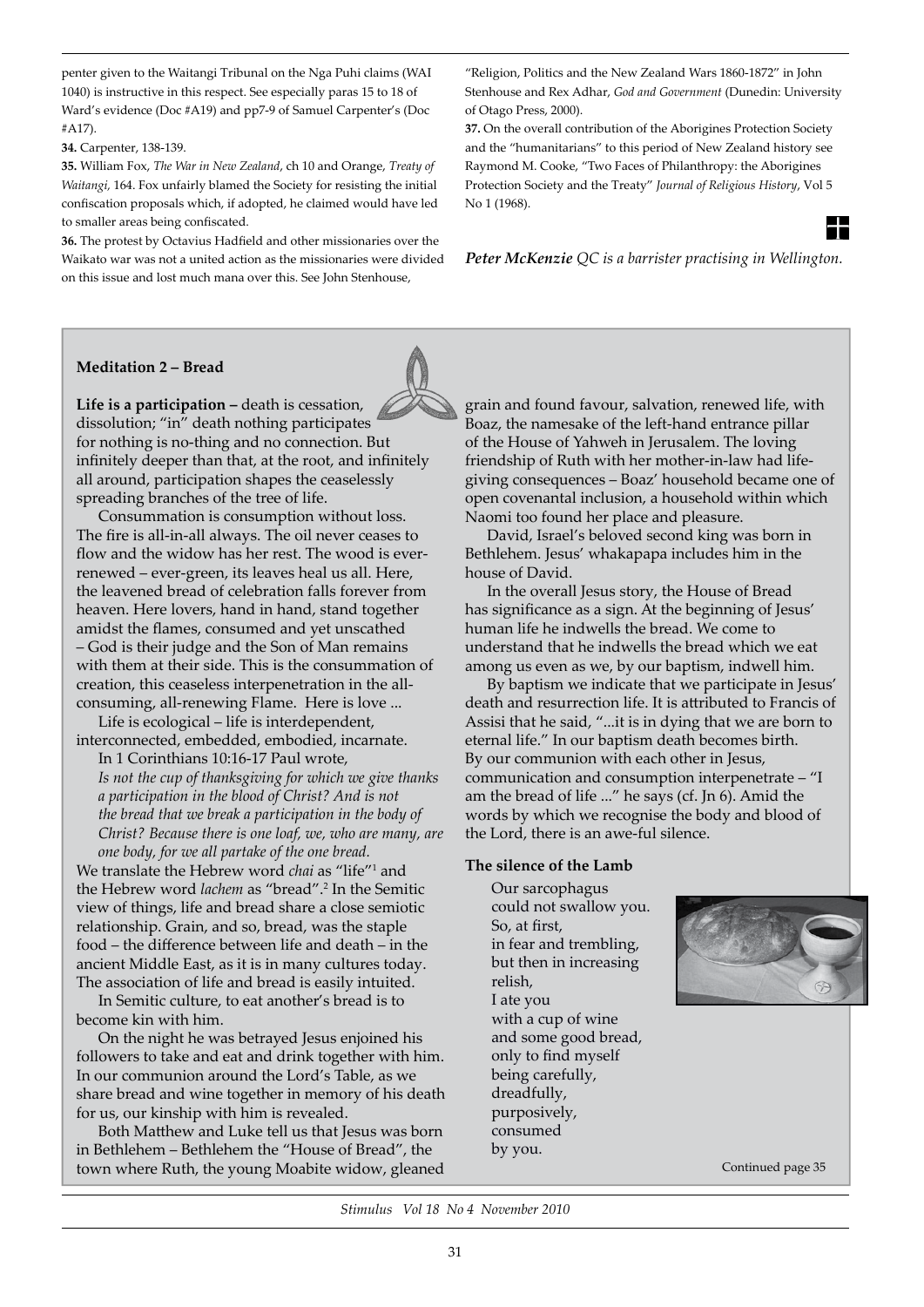penter given to the Waitangi Tribunal on the Nga Puhi claims (WAI 1040) is instructive in this respect. See especially paras 15 to 18 of Ward's evidence (Doc #A19) and pp7-9 of Samuel Carpenter's (Doc #A17).

**34.** Carpenter, 138-139.

**35.** William Fox, *The War in New Zealand*, ch 10 and Orange, *Treaty of Waitangi*, 164. Fox unfairly blamed the Society for resisting the initial confiscation proposals which, if adopted, he claimed would have led to smaller areas being confiscated.

**36.** The protest by Octavius Hadfield and other missionaries over the Waikato war was not a united action as the missionaries were divided on this issue and lost much mana over this. See John Stenhouse, "Religion, Politics and the New Zealand Wars 1860-1872" in John Stenhouse and Rex Adhar, *God and Government* (Dunedin: University of Otago Press, 2000).

**37.** On the overall contribution of the Aborigines Protection Society and the "humanitarians" to this period of New Zealand history see Raymond M. Cooke, "Two Faces of Philanthropy: the Aborigines Protection Society and the Treaty" *Journal of Religious History*, Vol 5 No 1 (1968).

***Peter McKenzie** QC is a barrister practising in Wellington.*

**Meditation 2 – Bread**

**Life is a participation –** death is cessation, dissolution; "in" death nothing participates for nothing is no-thing and no connection. But infinitely deeper than that, at the root, and infinitely all around, participation shapes the ceaselessly spreading branches of the tree of life.

Consummation is consumption without loss. The fire is all-in-all always. The oil never ceases to flow and the widow has her rest. The wood is ever-renewed – ever-green, its leaves heal us all. Here, the leavened bread of celebration falls forever from heaven. Here lovers, hand in hand, stand together amidst the flames, consumed and yet unscathed – God is their judge and the Son of Man remains with them at their side. This is the consummation of creation, this ceaseless interpenetration in the all-consuming, all-renewing Flame. Here is love ...

Life is ecological – life is interdependent, interconnected, embedded, embodied, incarnate.

In 1 Corinthians 10:16-17 Paul wrote,

*Is not the cup of thanksgiving for which we give thanks a participation in the blood of Christ? And is not the bread that we break a participation in the body of Christ? Because there is one loaf, we, who are many, are one body, for we all partake of the one bread.*

We translate the Hebrew word *chai* as "life"[1] and the Hebrew word *lachem* as "bread".[2] In the Semitic view of things, life and bread share a close semiotic relationship. Grain, and so, bread, was the staple food – the difference between life and death – in the ancient Middle East, as it is in many cultures today. The association of life and bread is easily intuited.

In Semitic culture, to eat another's bread is to become kin with him.

On the night he was betrayed Jesus enjoined his followers to take and eat and drink together with him. In our communion around the Lord's Table, as we share bread and wine together in memory of his death for us, our kinship with him is revealed.

Both Matthew and Luke tell us that Jesus was born in Bethlehem – Bethlehem the "House of Bread", the town where Ruth, the young Moabite widow, gleaned grain and found favour, salvation, renewed life, with Boaz, the namesake of the left-hand entrance pillar of the House of Yahweh in Jerusalem. The loving friendship of Ruth with her mother-in-law had life-giving consequences – Boaz' household became one of open covenantal inclusion, a household within which Naomi too found her place and pleasure.

David, Israel's beloved second king was born in Bethlehem. Jesus' whakapapa includes him in the house of David.

In the overall Jesus story, the House of Bread has significance as a sign. At the beginning of Jesus' human life he indwells the bread. We come to understand that he indwells the bread which we eat among us even as we, by our baptism, indwell him.

By baptism we indicate that we participate in Jesus' death and resurrection life. It is attributed to Francis of Assisi that he said, "...it is in dying that we are born to eternal life." In our baptism death becomes birth. By our communion with each other in Jesus, communication and consumption interpenetrate – "I am the bread of life ..." he says (cf. Jn 6). Amid the words by which we recognise the body and blood of the Lord, there is an awe-ful silence.

**The silence of the Lamb**

Our sarcophagus  
could not swallow you.  
So, at first,  
in fear and trembling,  
but then in increasing  
relish,  
I ate you  
with a cup of wine  
and some good bread,  
only to find myself  
being carefully,  
dreadfully,  
purposively,  
consumed  
by you.

Continued page 35